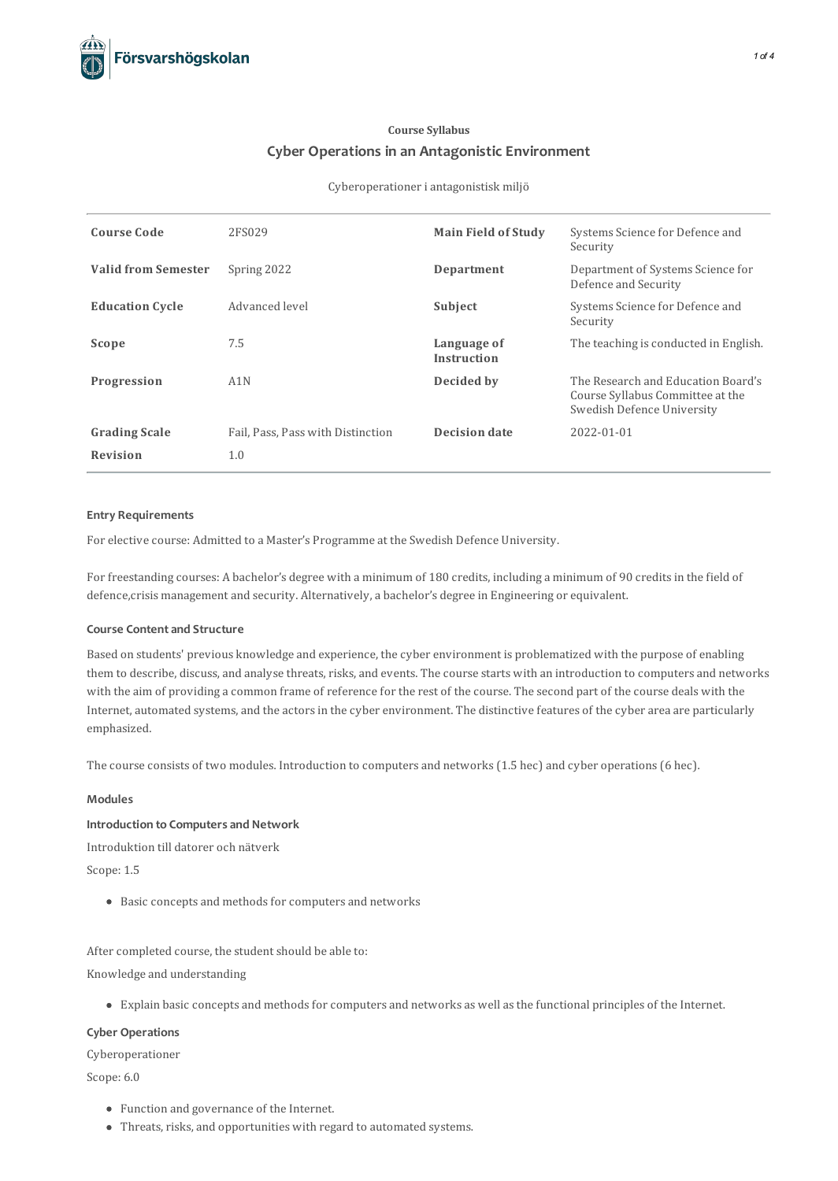Course Syllabus

# Cyber Operations in an Antagonistic Environment

Cyberoperationer i antagonistisk miljö

| | | | |
|---|---|---|---|
| **Course Code** | 2FS029 | **Main Field of Study** | Systems Science for Defence and Security |
| **Valid from Semester** | Spring 2022 | **Department** | Department of Systems Science for Defence and Security |
| **Education Cycle** | Advanced level | **Subject** | Systems Science for Defence and Security |
| **Scope** | 7.5 | **Language of Instruction** | The teaching is conducted in English. |
| **Progression** | A1N | **Decided by** | The Research and Education Board's Course Syllabus Committee at the Swedish Defence University |
| **Grading Scale** | Fail, Pass, Pass with Distinction | **Decision date** | 2022-01-01 |
| **Revision** | 1.0 | | |

## Entry Requirements

For elective course: Admitted to a Master's Programme at the Swedish Defence University.

For freestanding courses: A bachelor's degree with a minimum of 180 credits, including a minimum of 90 credits in the field of defence,crisis management and security. Alternatively, a bachelor's degree in Engineering or equivalent.

## Course Content and Structure

Based on students' previous knowledge and experience, the cyber environment is problematized with the purpose of enabling them to describe, discuss, and analyse threats, risks, and events. The course starts with an introduction to computers and networks with the aim of providing a common frame of reference for the rest of the course. The second part of the course deals with the Internet, automated systems, and the actors in the cyber environment. The distinctive features of the cyber area are particularly emphasized.

The course consists of two modules. Introduction to computers and networks (1.5 hec) and cyber operations (6 hec).

## Modules

### Introduction to Computers and Network

Introduktion till datorer och nätverk

Scope: 1.5

- Basic concepts and methods for computers and networks

After completed course, the student should be able to:

Knowledge and understanding

- Explain basic concepts and methods for computers and networks as well as the functional principles of the Internet.

### Cyber Operations

Cyberoperationer

Scope: 6.0

- Function and governance of the Internet.
- Threats, risks, and opportunities with regard to automated systems.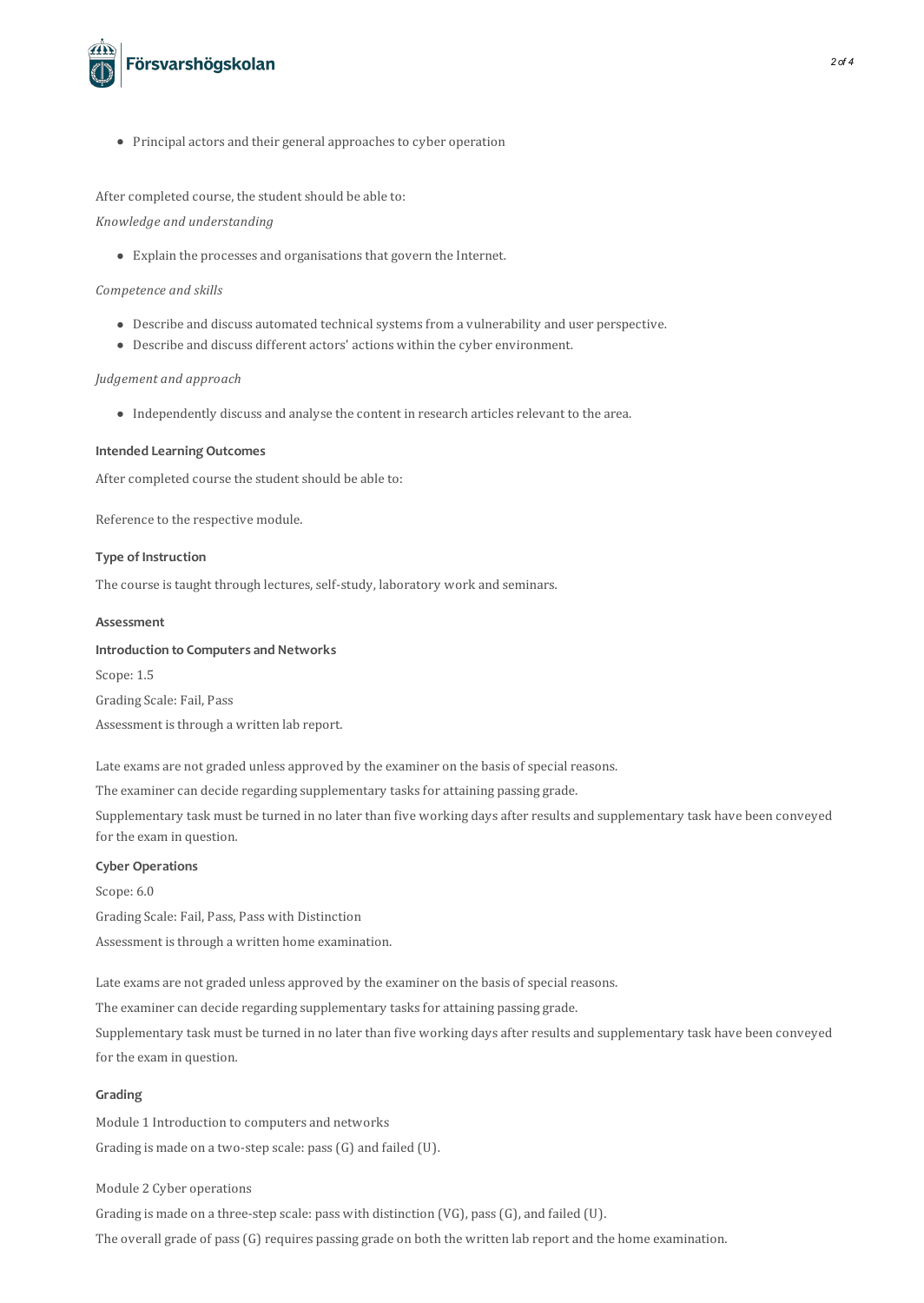- Principal actors and their general approaches to cyber operation

After completed course, the student should be able to:

*Knowledge and understanding*

- Explain the processes and organisations that govern the Internet.

*Competence and skills*

- Describe and discuss automated technical systems from a vulnerability and user perspective.
- Describe and discuss different actors' actions within the cyber environment.

*Judgement and approach*

- Independently discuss and analyse the content in research articles relevant to the area.

**Intended Learning Outcomes**

After completed course the student should be able to:

Reference to the respective module.

**Type of Instruction**

The course is taught through lectures, self-study, laboratory work and seminars.

**Assessment**

**Introduction to Computers and Networks**

Scope: 1.5

Grading Scale: Fail, Pass

Assessment is through a written lab report.

Late exams are not graded unless approved by the examiner on the basis of special reasons.

The examiner can decide regarding supplementary tasks for attaining passing grade.

Supplementary task must be turned in no later than five working days after results and supplementary task have been conveyed for the exam in question.

**Cyber Operations**

Scope: 6.0

Grading Scale: Fail, Pass, Pass with Distinction

Assessment is through a written home examination.

Late exams are not graded unless approved by the examiner on the basis of special reasons.

The examiner can decide regarding supplementary tasks for attaining passing grade.

Supplementary task must be turned in no later than five working days after results and supplementary task have been conveyed for the exam in question.

**Grading**

Module 1 Introduction to computers and networks

Grading is made on a two-step scale: pass (G) and failed (U).

Module 2 Cyber operations

Grading is made on a three-step scale: pass with distinction (VG), pass (G), and failed (U).

The overall grade of pass (G) requires passing grade on both the written lab report and the home examination.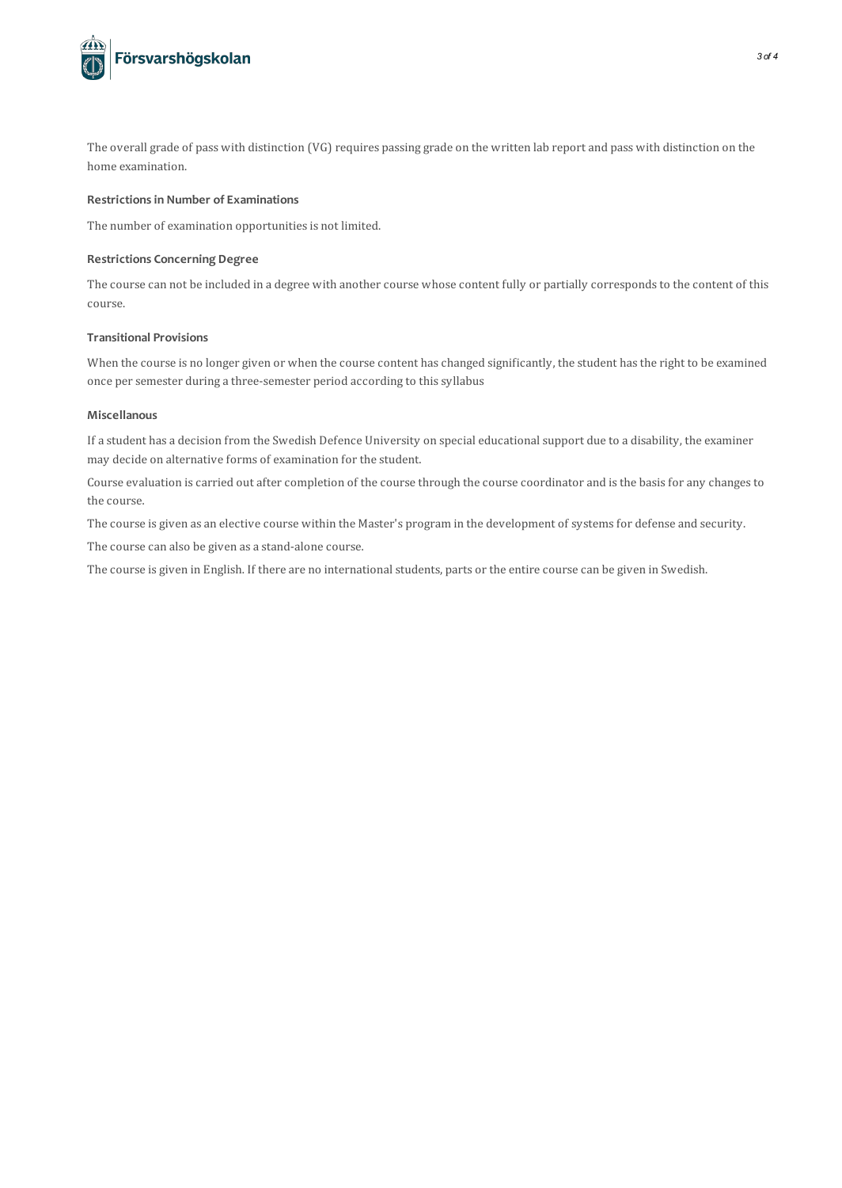The overall grade of pass with distinction (VG) requires passing grade on the written lab report and pass with distinction on the home examination.

### Restrictions in Number of Examinations

The number of examination opportunities is not limited.

### Restrictions Concerning Degree

The course can not be included in a degree with another course whose content fully or partially corresponds to the content of this course.

### Transitional Provisions

When the course is no longer given or when the course content has changed significantly, the student has the right to be examined once per semester during a three-semester period according to this syllabus

### Miscellanous

If a student has a decision from the Swedish Defence University on special educational support due to a disability, the examiner may decide on alternative forms of examination for the student.

Course evaluation is carried out after completion of the course through the course coordinator and is the basis for any changes to the course.

The course is given as an elective course within the Master's program in the development of systems for defense and security.

The course can also be given as a stand-alone course.

The course is given in English. If there are no international students, parts or the entire course can be given in Swedish.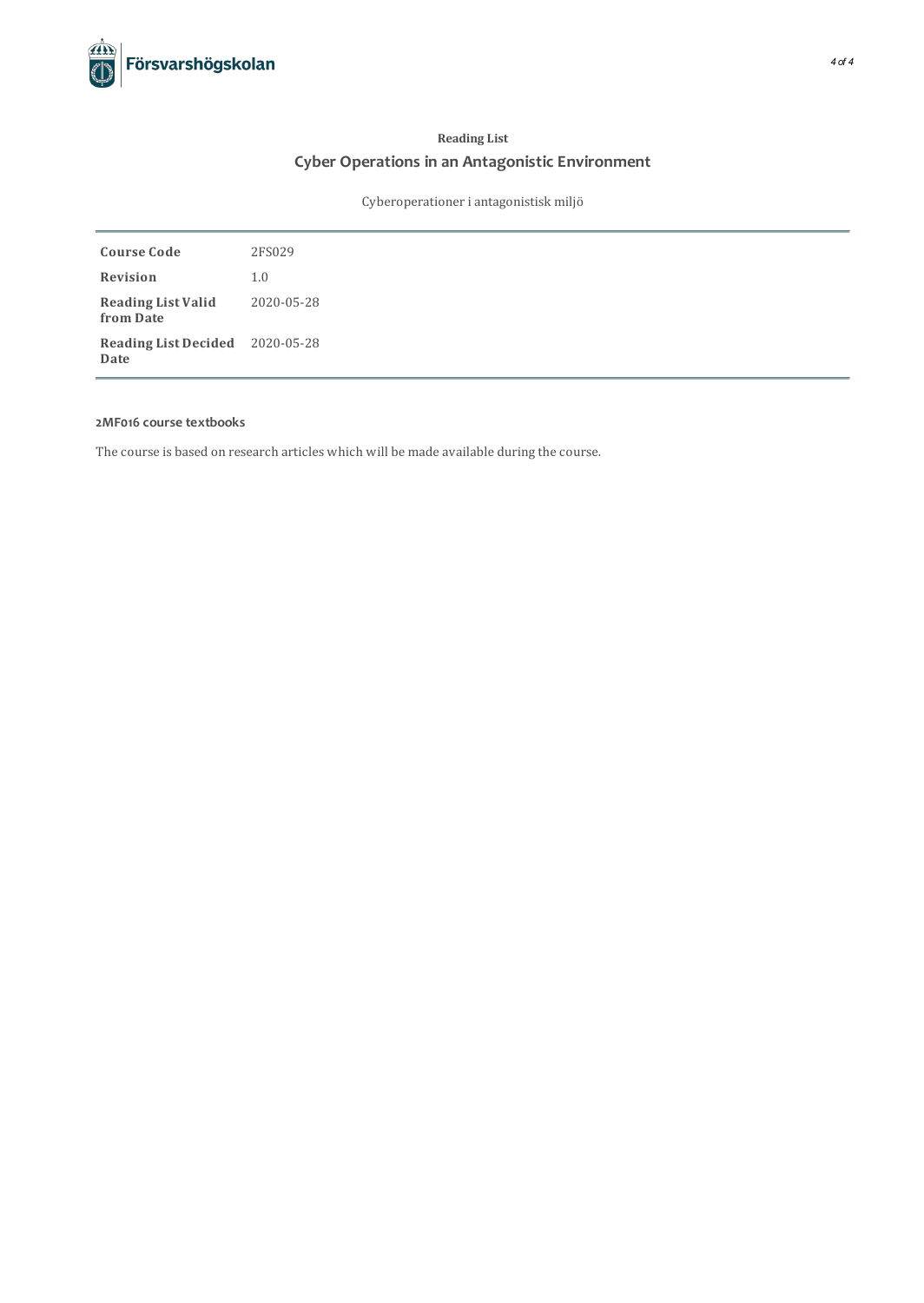**Reading List**

# Cyber Operations in an Antagonistic Environment

Cyberoperationer i antagonistisk miljö

| | |
|---|---|
| **Course Code** | 2FS029 |
| **Revision** | 1.0 |
| **Reading List Valid from Date** | 2020-05-28 |
| **Reading List Decided Date** | 2020-05-28 |

### 2MF016 course textbooks

The course is based on research articles which will be made available during the course.